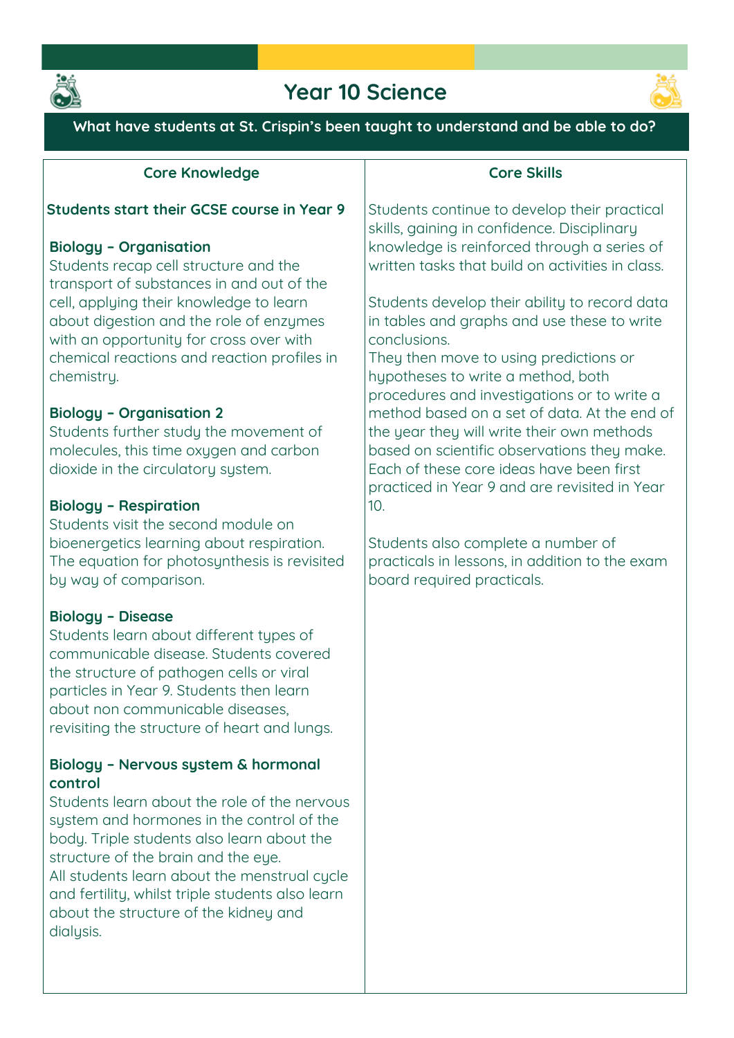# Year 10 Science

**What have students at St. Crispin's been taught to understand and be able to do?**

## Core Knowledge

**Students start their GCSE course in Year 9**

### Biology – Organisation

Students recap cell structure and the transport of substances in and out of the cell, applying their knowledge to learn about digestion and the role of enzymes with an opportunity for cross over with chemical reactions and reaction profiles in chemistry.

### Biology – Organisation 2

Students further study the movement of molecules, this time oxygen and carbon dioxide in the circulatory system.

### Biology – Respiration

Students visit the second module on bioenergetics learning about respiration. The equation for photosynthesis is revisited by way of comparison.

### Biology – Disease

Students learn about different types of communicable disease. Students covered the structure of pathogen cells or viral particles in Year 9. Students then learn about non communicable diseases, revisiting the structure of heart and lungs.

### Biology – Nervous system & hormonal control

Students learn about the role of the nervous system and hormones in the control of the body. Triple students also learn about the structure of the brain and the eye.
All students learn about the menstrual cycle and fertility, whilst triple students also learn about the structure of the kidney and dialysis.

## Core Skills

Students continue to develop their practical skills, gaining in confidence. Disciplinary knowledge is reinforced through a series of written tasks that build on activities in class.

Students develop their ability to record data in tables and graphs and use these to write conclusions.
They then move to using predictions or hypotheses to write a method, both procedures and investigations or to write a method based on a set of data. At the end of the year they will write their own methods based on scientific observations they make. Each of these core ideas have been first practiced in Year 9 and are revisited in Year 10.

Students also complete a number of practicals in lessons, in addition to the exam board required practicals.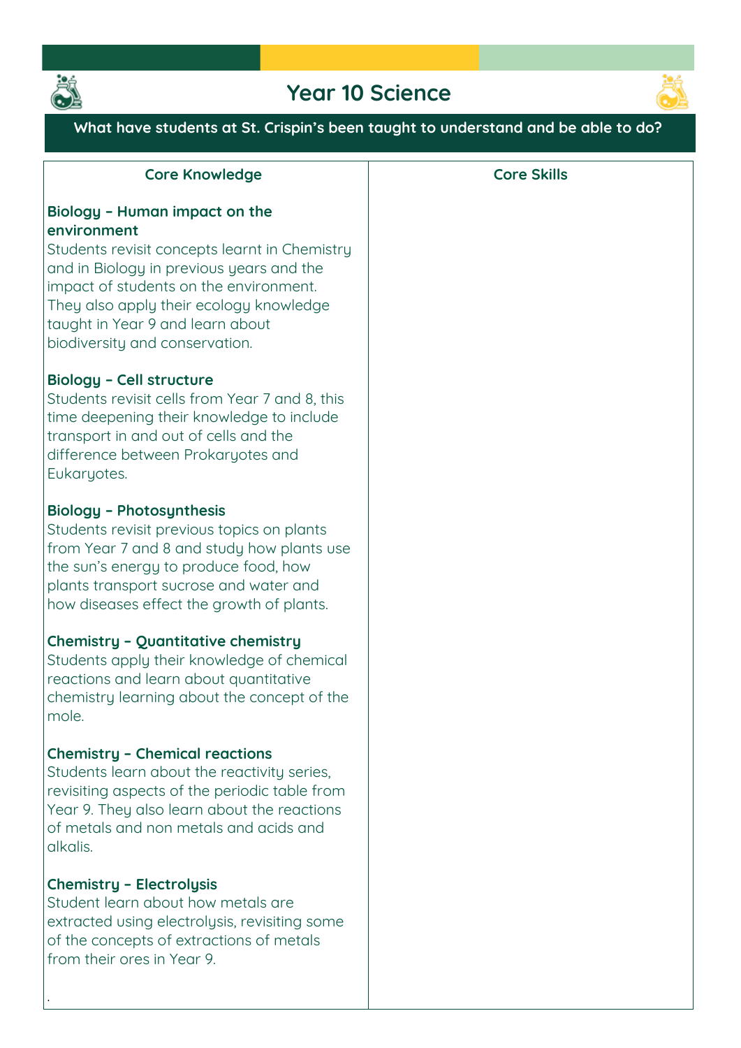# Year 10 Science

**What have students at St. Crispin's been taught to understand and be able to do?**

| Core Knowledge | Core Skills |
|---|---|
| **Biology – Human impact on the environment**<br>Students revisit concepts learnt in Chemistry and in Biology in previous years and the impact of students on the environment. They also apply their ecology knowledge taught in Year 9 and learn about biodiversity and conservation.<br><br>**Biology – Cell structure**<br>Students revisit cells from Year 7 and 8, this time deepening their knowledge to include transport in and out of cells and the difference between Prokaryotes and Eukaryotes.<br><br>**Biology – Photosynthesis**<br>Students revisit previous topics on plants from Year 7 and 8 and study how plants use the sun's energy to produce food, how plants transport sucrose and water and how diseases effect the growth of plants.<br><br>**Chemistry – Quantitative chemistry**<br>Students apply their knowledge of chemical reactions and learn about quantitative chemistry learning about the concept of the mole.<br><br>**Chemistry – Chemical reactions**<br>Students learn about the reactivity series, revisiting aspects of the periodic table from Year 9. They also learn about the reactions of metals and non metals and acids and alkalis.<br><br>**Chemistry – Electrolysis**<br>Student learn about how metals are extracted using electrolysis, revisiting some of the concepts of extractions of metals from their ores in Year 9.<br><br>. | |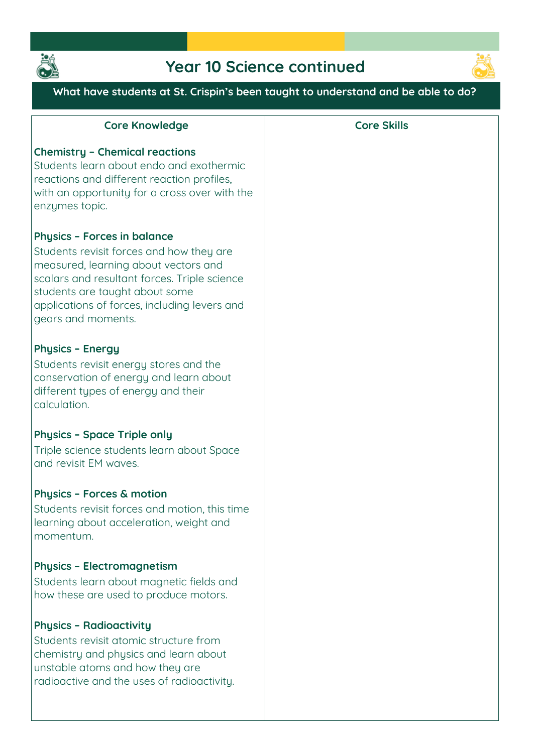# Year 10 Science continued

**What have students at St. Crispin's been taught to understand and be able to do?**

| Core Knowledge | Core Skills |
| --- | --- |
| **Chemistry – Chemical reactions**<br>Students learn about endo and exothermic reactions and different reaction profiles, with an opportunity for a cross over with the enzymes topic.<br><br>**Physics – Forces in balance**<br>Students revisit forces and how they are measured, learning about vectors and scalars and resultant forces. Triple science students are taught about some applications of forces, including levers and gears and moments.<br><br>**Physics – Energy**<br>Students revisit energy stores and the conservation of energy and learn about different types of energy and their calculation.<br><br>**Physics – Space Triple only**<br>Triple science students learn about Space and revisit EM waves.<br><br>**Physics – Forces & motion**<br>Students revisit forces and motion, this time learning about acceleration, weight and momentum.<br><br>**Physics – Electromagnetism**<br>Students learn about magnetic fields and how these are used to produce motors.<br><br>**Physics – Radioactivity**<br>Students revisit atomic structure from chemistry and physics and learn about unstable atoms and how they are radioactive and the uses of radioactivity. | |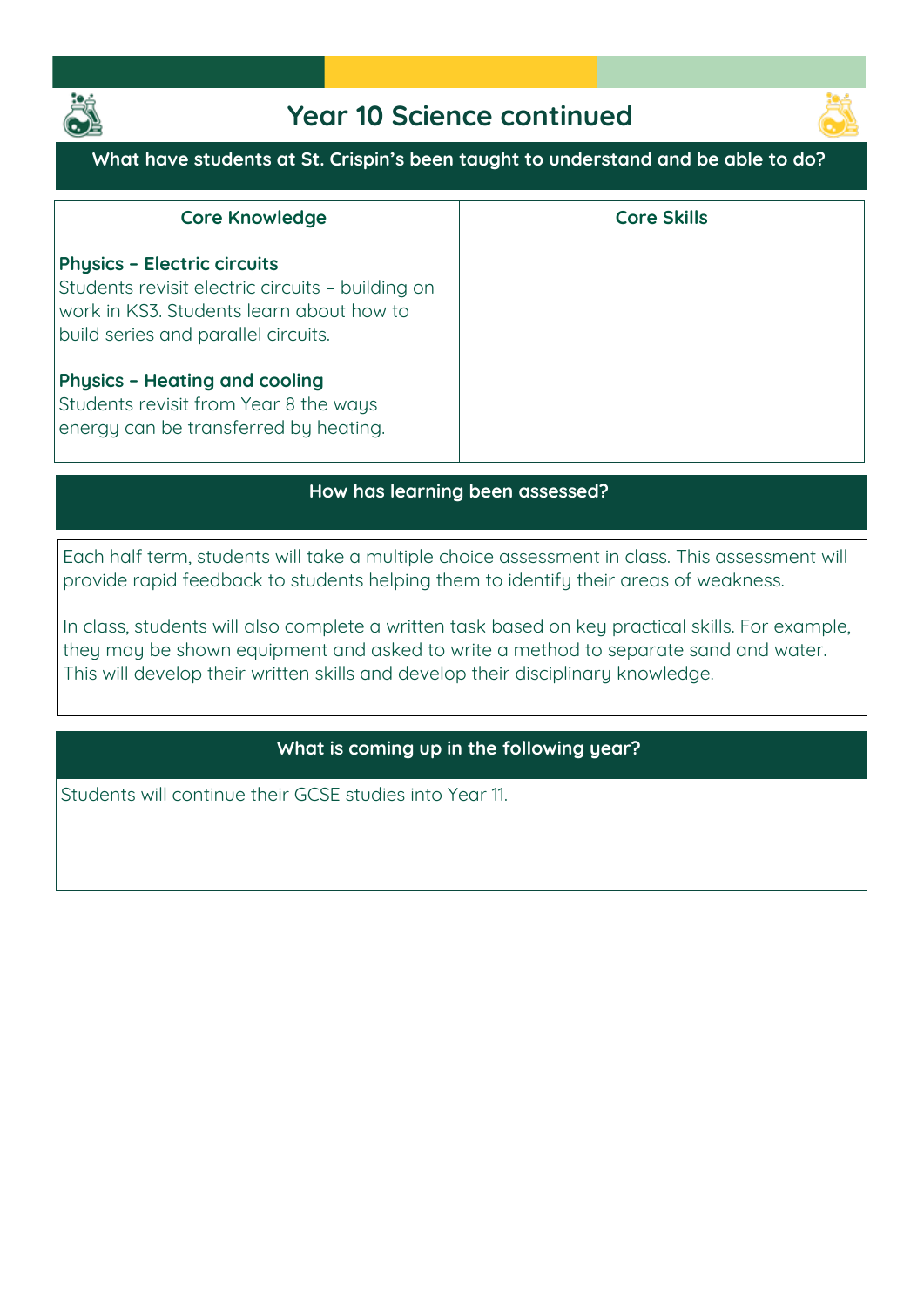# Year 10 Science continued

## What have students at St. Crispin's been taught to understand and be able to do?

| Core Knowledge | Core Skills |
|---|---|
| **Physics – Electric circuits**<br>Students revisit electric circuits – building on work in KS3. Students learn about how to build series and parallel circuits.<br><br>**Physics – Heating and cooling**<br>Students revisit from Year 8 the ways energy can be transferred by heating. | |

## How has learning been assessed?

Each half term, students will take a multiple choice assessment in class. This assessment will provide rapid feedback to students helping them to identify their areas of weakness.

In class, students will also complete a written task based on key practical skills. For example, they may be shown equipment and asked to write a method to separate sand and water. This will develop their written skills and develop their disciplinary knowledge.

## What is coming up in the following year?

Students will continue their GCSE studies into Year 11.